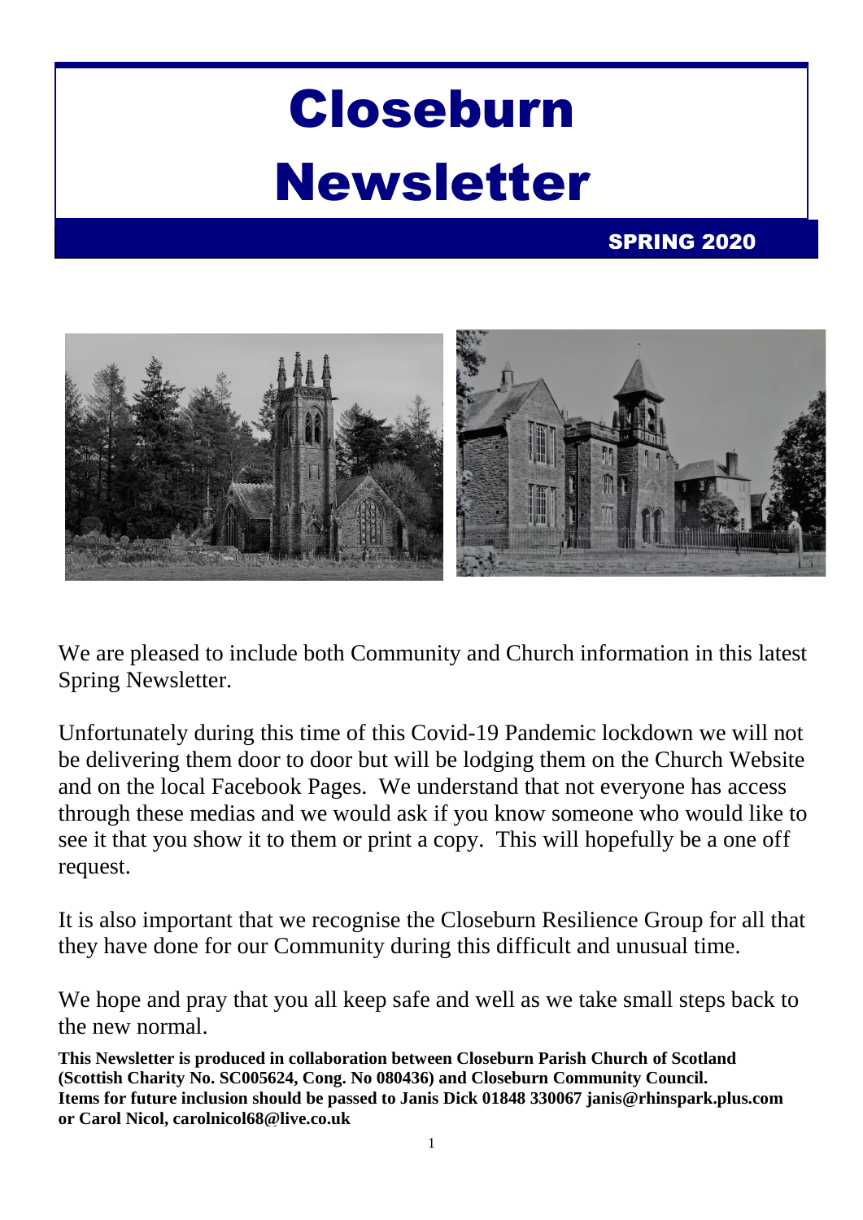# Closeburn Newsletter

**SPRING 2020**

We are pleased to include both Community and Church information in this latest Spring Newsletter.

Unfortunately during this time of this Covid-19 Pandemic lockdown we will not be delivering them door to door but will be lodging them on the Church Website and on the local Facebook Pages. We understand that not everyone has access through these medias and we would ask if you know someone who would like to see it that you show it to them or print a copy. This will hopefully be a one off request.

It is also important that we recognise the Closeburn Resilience Group for all that they have done for our Community during this difficult and unusual time.

We hope and pray that you all keep safe and well as we take small steps back to the new normal.

**This Newsletter is produced in collaboration between Closeburn Parish Church of Scotland (Scottish Charity No. SC005624, Cong. No 080436) and Closeburn Community Council. Items for future inclusion should be passed to Janis Dick 01848 330067 janis@rhinspark.plus.com or Carol Nicol, carolnicol68@live.co.uk**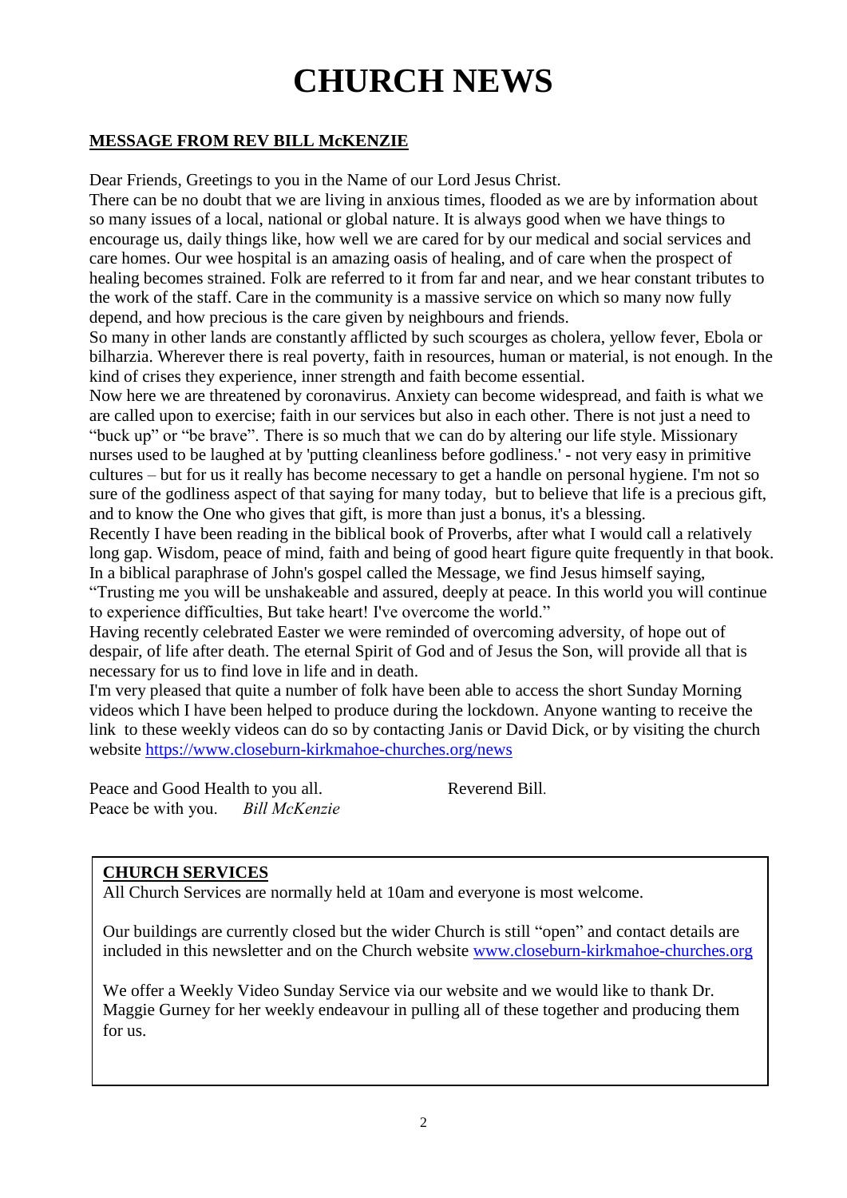# CHURCH NEWS

## MESSAGE FROM REV BILL McKENZIE

Dear Friends, Greetings to you in the Name of our Lord Jesus Christ.

There can be no doubt that we are living in anxious times, flooded as we are by information about so many issues of a local, national or global nature. It is always good when we have things to encourage us, daily things like, how well we are cared for by our medical and social services and care homes. Our wee hospital is an amazing oasis of healing, and of care when the prospect of healing becomes strained. Folk are referred to it from far and near, and we hear constant tributes to the work of the staff. Care in the community is a massive service on which so many now fully depend, and how precious is the care given by neighbours and friends.

So many in other lands are constantly afflicted by such scourges as cholera, yellow fever, Ebola or bilharzia. Wherever there is real poverty, faith in resources, human or material, is not enough. In the kind of crises they experience, inner strength and faith become essential.

Now here we are threatened by coronavirus. Anxiety can become widespread, and faith is what we are called upon to exercise; faith in our services but also in each other. There is not just a need to "buck up" or "be brave". There is so much that we can do by altering our life style. Missionary nurses used to be laughed at by 'putting cleanliness before godliness.' - not very easy in primitive cultures – but for us it really has become necessary to get a handle on personal hygiene. I'm not so sure of the godliness aspect of that saying for many today, but to believe that life is a precious gift, and to know the One who gives that gift, is more than just a bonus, it's a blessing.

Recently I have been reading in the biblical book of Proverbs, after what I would call a relatively long gap. Wisdom, peace of mind, faith and being of good heart figure quite frequently in that book. In a biblical paraphrase of John's gospel called the Message, we find Jesus himself saying, "Trusting me you will be unshakeable and assured, deeply at peace. In this world you will continue to experience difficulties, But take heart! I've overcome the world."

Having recently celebrated Easter we were reminded of overcoming adversity, of hope out of despair, of life after death. The eternal Spirit of God and of Jesus the Son, will provide all that is necessary for us to find love in life and in death.

I'm very pleased that quite a number of folk have been able to access the short Sunday Morning videos which I have been helped to produce during the lockdown. Anyone wanting to receive the link to these weekly videos can do so by contacting Janis or David Dick, or by visiting the church website https://www.closeburn-kirkmahoe-churches.org/news

Peace and Good Health to you all. Reverend Bill.
Peace be with you. *Bill McKenzie*

## CHURCH SERVICES

All Church Services are normally held at 10am and everyone is most welcome.

Our buildings are currently closed but the wider Church is still "open" and contact details are included in this newsletter and on the Church website www.closeburn-kirkmahoe-churches.org

We offer a Weekly Video Sunday Service via our website and we would like to thank Dr. Maggie Gurney for her weekly endeavour in pulling all of these together and producing them for us.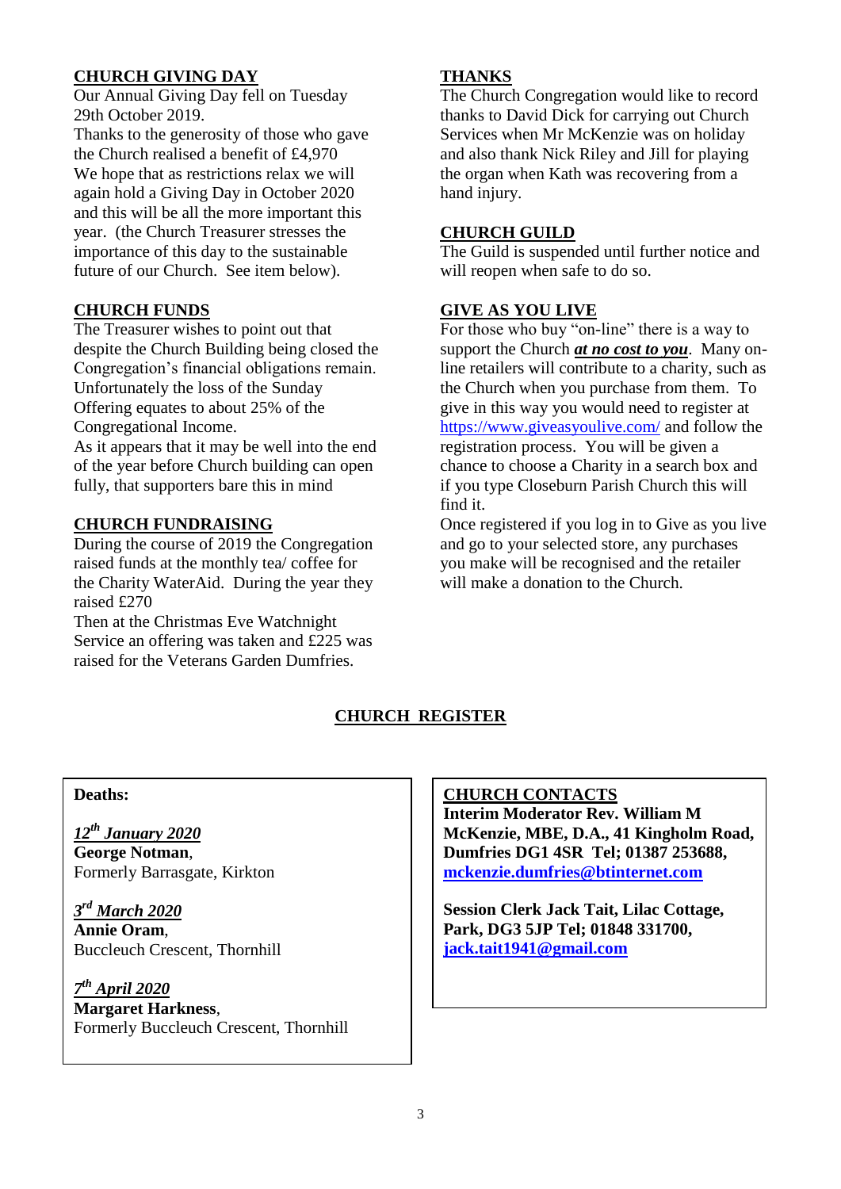## CHURCH GIVING DAY

Our Annual Giving Day fell on Tuesday 29th October 2019.

Thanks to the generosity of those who gave the Church realised a benefit of £4,970

We hope that as restrictions relax we will again hold a Giving Day in October 2020 and this will be all the more important this year. (the Church Treasurer stresses the importance of this day to the sustainable future of our Church. See item below).

## CHURCH FUNDS

The Treasurer wishes to point out that despite the Church Building being closed the Congregation's financial obligations remain. Unfortunately the loss of the Sunday Offering equates to about 25% of the Congregational Income.

As it appears that it may be well into the end of the year before Church building can open fully, that supporters bare this in mind

## CHURCH FUNDRAISING

During the course of 2019 the Congregation raised funds at the monthly tea/ coffee for the Charity WaterAid. During the year they raised £270

Then at the Christmas Eve Watchnight Service an offering was taken and £225 was raised for the Veterans Garden Dumfries.

## THANKS

The Church Congregation would like to record thanks to David Dick for carrying out Church Services when Mr McKenzie was on holiday and also thank Nick Riley and Jill for playing the organ when Kath was recovering from a hand injury.

## CHURCH GUILD

The Guild is suspended until further notice and will reopen when safe to do so.

## GIVE AS YOU LIVE

For those who buy "on-line" there is a way to support the Church ***at no cost to you***. Many on-line retailers will contribute to a charity, such as the Church when you purchase from them. To give in this way you would need to register at https://www.giveasyoulive.com/ and follow the registration process. You will be given a chance to choose a Charity in a search box and if you type Closeburn Parish Church this will find it.

Once registered if you log in to Give as you live and go to your selected store, any purchases you make will be recognised and the retailer will make a donation to the Church.

## CHURCH REGISTER

**Deaths:**

***12th January 2020***
**George Notman**,
Formerly Barrasgate, Kirkton

***3rd March 2020***
**Annie Oram**,
Buccleuch Crescent, Thornhill

***7th April 2020***
**Margaret Harkness**,
Formerly Buccleuch Crescent, Thornhill

## CHURCH CONTACTS

**Interim Moderator Rev. William M McKenzie, MBE, D.A., 41 Kingholm Road, Dumfries DG1 4SR Tel; 01387 253688, mckenzie.dumfries@btinternet.com**

**Session Clerk Jack Tait, Lilac Cottage, Park, DG3 5JP Tel; 01848 331700, jack.tait1941@gmail.com**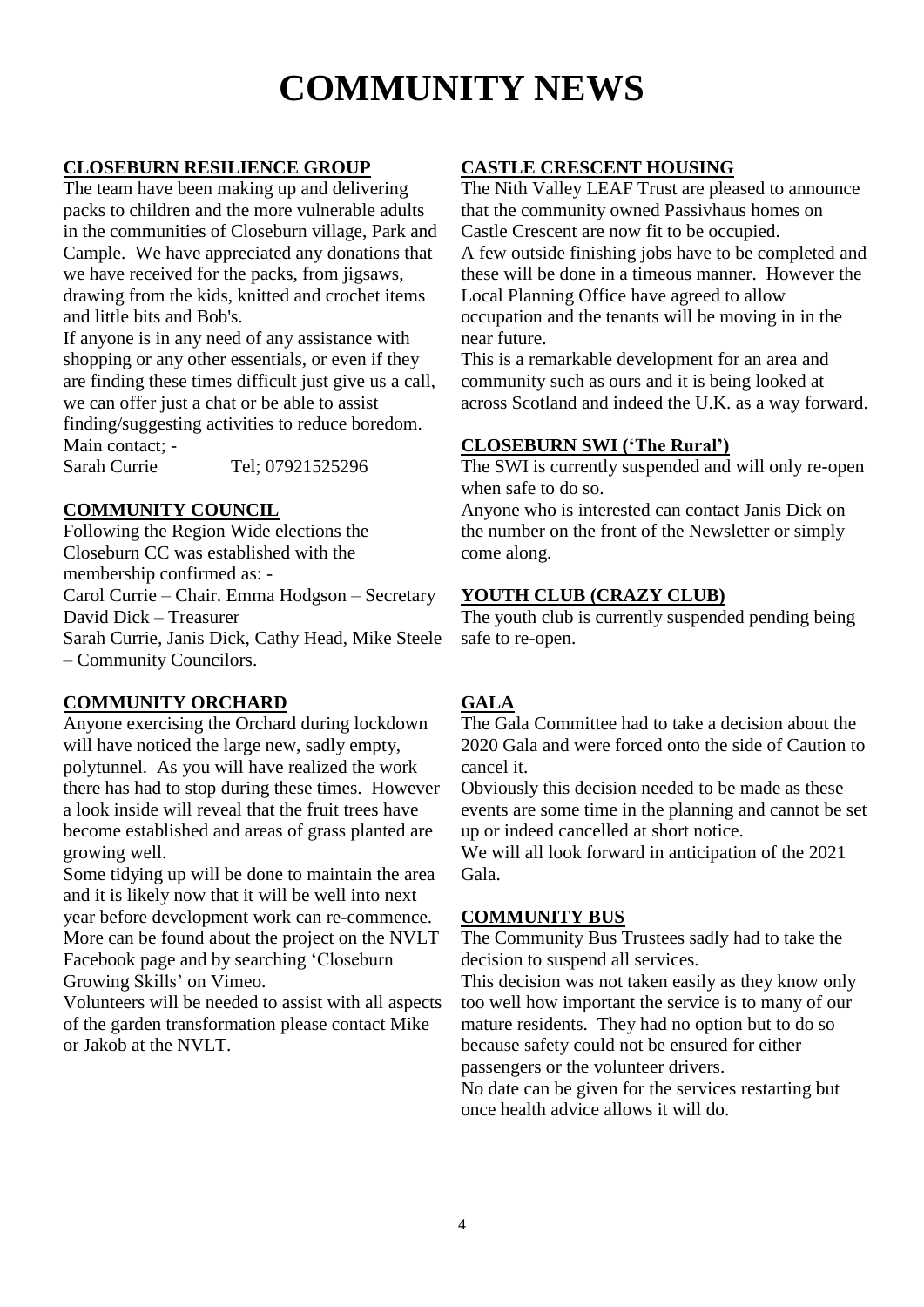# COMMUNITY NEWS

## CLOSEBURN RESILIENCE GROUP

The team have been making up and delivering packs to children and the more vulnerable adults in the communities of Closeburn village, Park and Cample. We have appreciated any donations that we have received for the packs, from jigsaws, drawing from the kids, knitted and crochet items and little bits and Bob's.

If anyone is in any need of any assistance with shopping or any other essentials, or even if they are finding these times difficult just give us a call, we can offer just a chat or be able to assist finding/suggesting activities to reduce boredom.

Main contact; -
Sarah Currie    Tel; 07921525296

## COMMUNITY COUNCIL

Following the Region Wide elections the Closeburn CC was established with the membership confirmed as: -

Carol Currie – Chair. Emma Hodgson – Secretary
David Dick – Treasurer
Sarah Currie, Janis Dick, Cathy Head, Mike Steele – Community Councilors.

## COMMUNITY ORCHARD

Anyone exercising the Orchard during lockdown will have noticed the large new, sadly empty, polytunnel. As you will have realized the work there has had to stop during these times. However a look inside will reveal that the fruit trees have become established and areas of grass planted are growing well.

Some tidying up will be done to maintain the area and it is likely now that it will be well into next year before development work can re-commence. More can be found about the project on the NVLT Facebook page and by searching 'Closeburn Growing Skills' on Vimeo.

Volunteers will be needed to assist with all aspects of the garden transformation please contact Mike or Jakob at the NVLT.

## CASTLE CRESCENT HOUSING

The Nith Valley LEAF Trust are pleased to announce that the community owned Passivhaus homes on Castle Crescent are now fit to be occupied.

A few outside finishing jobs have to be completed and these will be done in a timeous manner. However the Local Planning Office have agreed to allow occupation and the tenants will be moving in in the near future.

This is a remarkable development for an area and community such as ours and it is being looked at across Scotland and indeed the U.K. as a way forward.

## CLOSEBURN SWI ('The Rural')

The SWI is currently suspended and will only re-open when safe to do so.

Anyone who is interested can contact Janis Dick on the number on the front of the Newsletter or simply come along.

## YOUTH CLUB (CRAZY CLUB)

The youth club is currently suspended pending being safe to re-open.

## GALA

The Gala Committee had to take a decision about the 2020 Gala and were forced onto the side of Caution to cancel it.

Obviously this decision needed to be made as these events are some time in the planning and cannot be set up or indeed cancelled at short notice.

We will all look forward in anticipation of the 2021 Gala.

## COMMUNITY BUS

The Community Bus Trustees sadly had to take the decision to suspend all services.

This decision was not taken easily as they know only too well how important the service is to many of our mature residents. They had no option but to do so because safety could not be ensured for either passengers or the volunteer drivers.

No date can be given for the services restarting but once health advice allows it will do.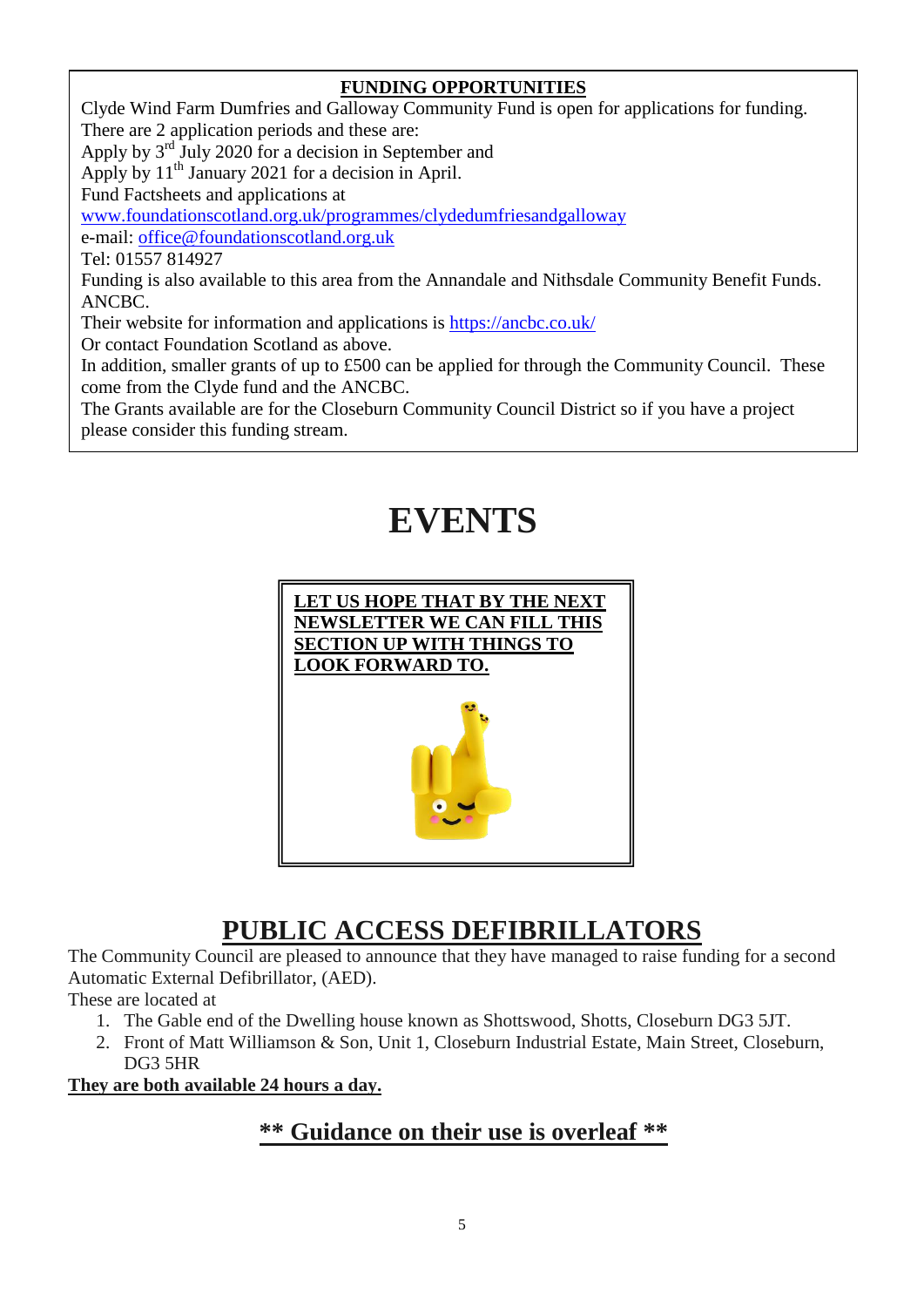**FUNDING OPPORTUNITIES**

Clyde Wind Farm Dumfries and Galloway Community Fund is open for applications for funding.
There are 2 application periods and these are:
Apply by 3rd July 2020 for a decision in September and
Apply by 11th January 2021 for a decision in April.
Fund Factsheets and applications at
www.foundationscotland.org.uk/programmes/clydedumfriesandgalloway
e-mail: office@foundationscotland.org.uk
Tel: 01557 814927
Funding is also available to this area from the Annandale and Nithsdale Community Benefit Funds. ANCBC.
Their website for information and applications is https://ancbc.co.uk/
Or contact Foundation Scotland as above.
In addition, smaller grants of up to £500 can be applied for through the Community Council. These come from the Clyde fund and the ANCBC.
The Grants available are for the Closeburn Community Council District so if you have a project please consider this funding stream.

# EVENTS

**LET US HOPE THAT BY THE NEXT NEWSLETTER WE CAN FILL THIS SECTION UP WITH THINGS TO LOOK FORWARD TO.**

# PUBLIC ACCESS DEFIBRILLATORS

The Community Council are pleased to announce that they have managed to raise funding for a second Automatic External Defibrillator, (AED).
These are located at

1. The Gable end of the Dwelling house known as Shottswood, Shotts, Closeburn DG3 5JT.
2. Front of Matt Williamson & Son, Unit 1, Closeburn Industrial Estate, Main Street, Closeburn, DG3 5HR

**They are both available 24 hours a day.**

## ** Guidance on their use is overleaf **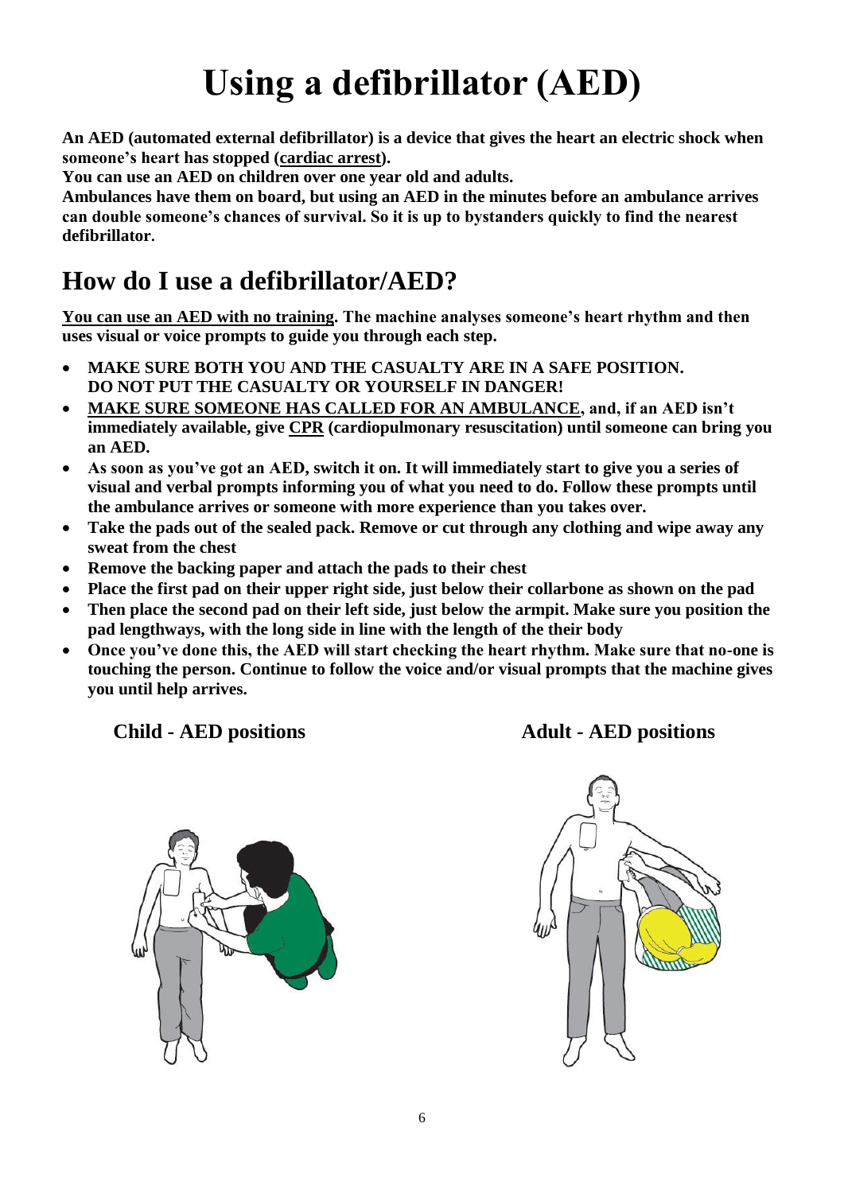# Using a defibrillator (AED)

**An AED (automated external defibrillator) is a device that gives the heart an electric shock when someone's heart has stopped (cardiac arrest).**
**You can use an AED on children over one year old and adults.**
**Ambulances have them on board, but using an AED in the minutes before an ambulance arrives can double someone's chances of survival. So it is up to bystanders quickly to find the nearest defibrillator.**

## How do I use a defibrillator/AED?

**You can use an AED with no training. The machine analyses someone's heart rhythm and then uses visual or voice prompts to guide you through each step.**

- **MAKE SURE BOTH YOU AND THE CASUALTY ARE IN A SAFE POSITION. DO NOT PUT THE CASUALTY OR YOURSELF IN DANGER!**
- **MAKE SURE SOMEONE HAS CALLED FOR AN AMBULANCE, and, if an AED isn't immediately available, give CPR (cardiopulmonary resuscitation) until someone can bring you an AED.**
- **As soon as you've got an AED, switch it on. It will immediately start to give you a series of visual and verbal prompts informing you of what you need to do. Follow these prompts until the ambulance arrives or someone with more experience than you takes over.**
- **Take the pads out of the sealed pack. Remove or cut through any clothing and wipe away any sweat from the chest**
- **Remove the backing paper and attach the pads to their chest**
- **Place the first pad on their upper right side, just below their collarbone as shown on the pad**
- **Then place the second pad on their left side, just below the armpit. Make sure you position the pad lengthways, with the long side in line with the length of the their body**
- **Once you've done this, the AED will start checking the heart rhythm. Make sure that no-one is touching the person. Continue to follow the voice and/or visual prompts that the machine gives you until help arrives.**

**Child - AED positions**

**Adult - AED positions**